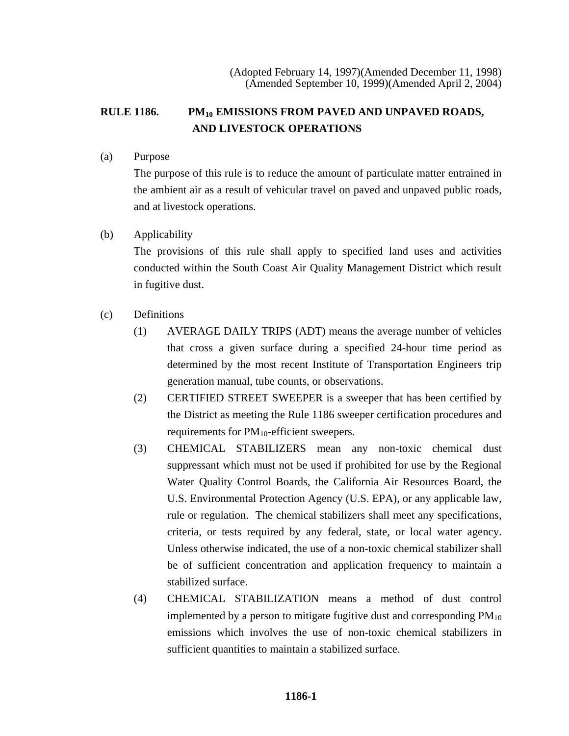(Adopted February 14, 1997)(Amended December 11, 1998)
(Amended September 10, 1999)(Amended April 2, 2004)

# RULE 1186. $PM_{10}$ EMISSIONS FROM PAVED AND UNPAVED ROADS, AND LIVESTOCK OPERATIONS

(a) Purpose

The purpose of this rule is to reduce the amount of particulate matter entrained in the ambient air as a result of vehicular travel on paved and unpaved public roads, and at livestock operations.

(b) Applicability

The provisions of this rule shall apply to specified land uses and activities conducted within the South Coast Air Quality Management District which result in fugitive dust.

(c) Definitions

(1) AVERAGE DAILY TRIPS (ADT) means the average number of vehicles that cross a given surface during a specified 24-hour time period as determined by the most recent Institute of Transportation Engineers trip generation manual, tube counts, or observations.

(2) CERTIFIED STREET SWEEPER is a sweeper that has been certified by the District as meeting the Rule 1186 sweeper certification procedures and requirements for $PM_{10}$-efficient sweepers.

(3) CHEMICAL STABILIZERS mean any non-toxic chemical dust suppressant which must not be used if prohibited for use by the Regional Water Quality Control Boards, the California Air Resources Board, the U.S. Environmental Protection Agency (U.S. EPA), or any applicable law, rule or regulation. The chemical stabilizers shall meet any specifications, criteria, or tests required by any federal, state, or local water agency. Unless otherwise indicated, the use of a non-toxic chemical stabilizer shall be of sufficient concentration and application frequency to maintain a stabilized surface.

(4) CHEMICAL STABILIZATION means a method of dust control implemented by a person to mitigate fugitive dust and corresponding $PM_{10}$ emissions which involves the use of non-toxic chemical stabilizers in sufficient quantities to maintain a stabilized surface.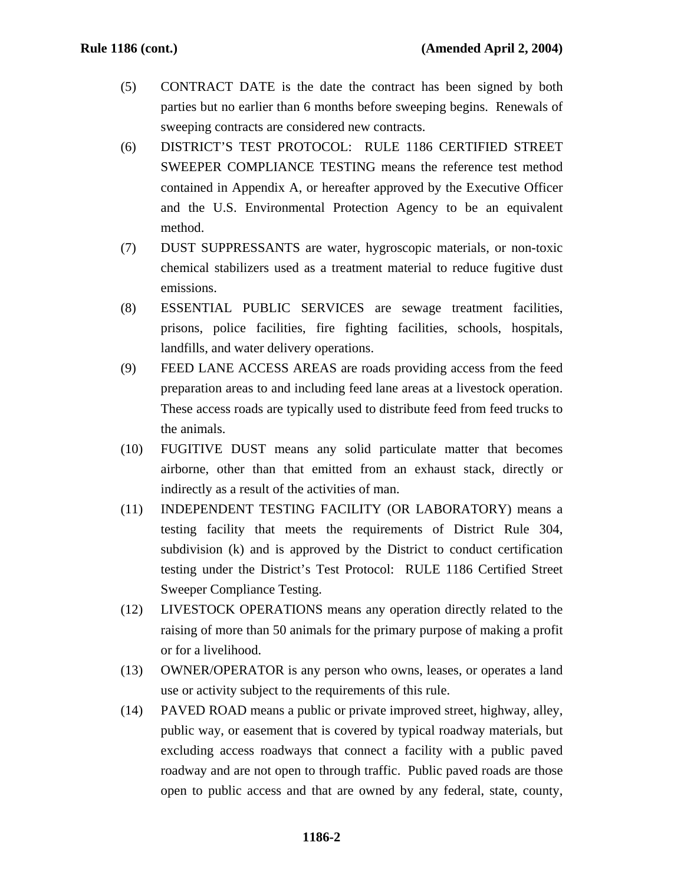(5) CONTRACT DATE is the date the contract has been signed by both parties but no earlier than 6 months before sweeping begins. Renewals of sweeping contracts are considered new contracts.

(6) DISTRICT'S TEST PROTOCOL: RULE 1186 CERTIFIED STREET SWEEPER COMPLIANCE TESTING means the reference test method contained in Appendix A, or hereafter approved by the Executive Officer and the U.S. Environmental Protection Agency to be an equivalent method.

(7) DUST SUPPRESSANTS are water, hygroscopic materials, or non-toxic chemical stabilizers used as a treatment material to reduce fugitive dust emissions.

(8) ESSENTIAL PUBLIC SERVICES are sewage treatment facilities, prisons, police facilities, fire fighting facilities, schools, hospitals, landfills, and water delivery operations.

(9) FEED LANE ACCESS AREAS are roads providing access from the feed preparation areas to and including feed lane areas at a livestock operation. These access roads are typically used to distribute feed from feed trucks to the animals.

(10) FUGITIVE DUST means any solid particulate matter that becomes airborne, other than that emitted from an exhaust stack, directly or indirectly as a result of the activities of man.

(11) INDEPENDENT TESTING FACILITY (OR LABORATORY) means a testing facility that meets the requirements of District Rule 304, subdivision (k) and is approved by the District to conduct certification testing under the District's Test Protocol: RULE 1186 Certified Street Sweeper Compliance Testing.

(12) LIVESTOCK OPERATIONS means any operation directly related to the raising of more than 50 animals for the primary purpose of making a profit or for a livelihood.

(13) OWNER/OPERATOR is any person who owns, leases, or operates a land use or activity subject to the requirements of this rule.

(14) PAVED ROAD means a public or private improved street, highway, alley, public way, or easement that is covered by typical roadway materials, but excluding access roadways that connect a facility with a public paved roadway and are not open to through traffic. Public paved roads are those open to public access and that are owned by any federal, state, county,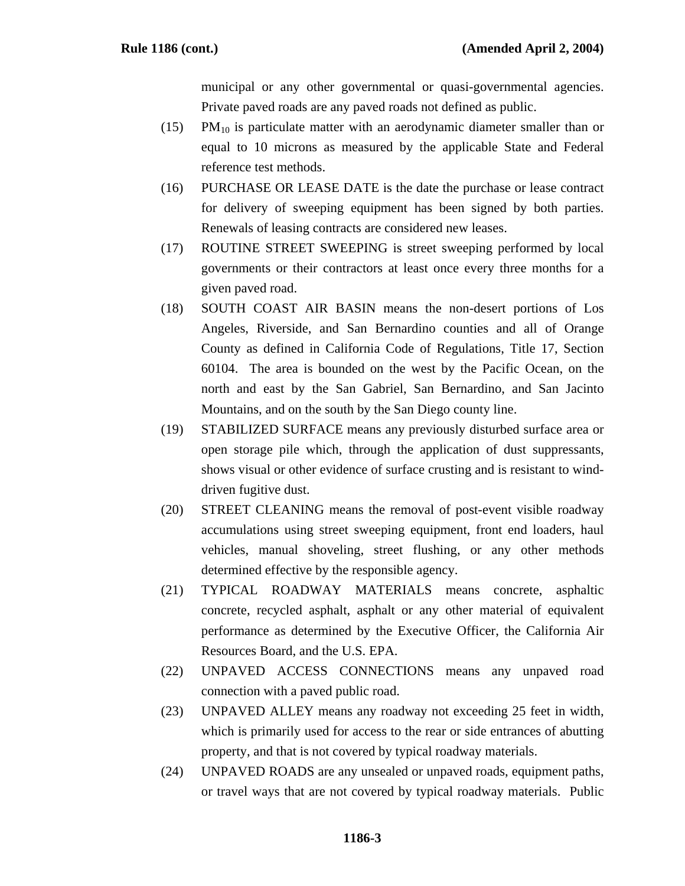municipal or any other governmental or quasi-governmental agencies. Private paved roads are any paved roads not defined as public.

(15) $PM_{10}$ is particulate matter with an aerodynamic diameter smaller than or equal to 10 microns as measured by the applicable State and Federal reference test methods.

(16) PURCHASE OR LEASE DATE is the date the purchase or lease contract for delivery of sweeping equipment has been signed by both parties. Renewals of leasing contracts are considered new leases.

(17) ROUTINE STREET SWEEPING is street sweeping performed by local governments or their contractors at least once every three months for a given paved road.

(18) SOUTH COAST AIR BASIN means the non-desert portions of Los Angeles, Riverside, and San Bernardino counties and all of Orange County as defined in California Code of Regulations, Title 17, Section 60104. The area is bounded on the west by the Pacific Ocean, on the north and east by the San Gabriel, San Bernardino, and San Jacinto Mountains, and on the south by the San Diego county line.

(19) STABILIZED SURFACE means any previously disturbed surface area or open storage pile which, through the application of dust suppressants, shows visual or other evidence of surface crusting and is resistant to wind-driven fugitive dust.

(20) STREET CLEANING means the removal of post-event visible roadway accumulations using street sweeping equipment, front end loaders, haul vehicles, manual shoveling, street flushing, or any other methods determined effective by the responsible agency.

(21) TYPICAL ROADWAY MATERIALS means concrete, asphaltic concrete, recycled asphalt, asphalt or any other material of equivalent performance as determined by the Executive Officer, the California Air Resources Board, and the U.S. EPA.

(22) UNPAVED ACCESS CONNECTIONS means any unpaved road connection with a paved public road.

(23) UNPAVED ALLEY means any roadway not exceeding 25 feet in width, which is primarily used for access to the rear or side entrances of abutting property, and that is not covered by typical roadway materials.

(24) UNPAVED ROADS are any unsealed or unpaved roads, equipment paths, or travel ways that are not covered by typical roadway materials. Public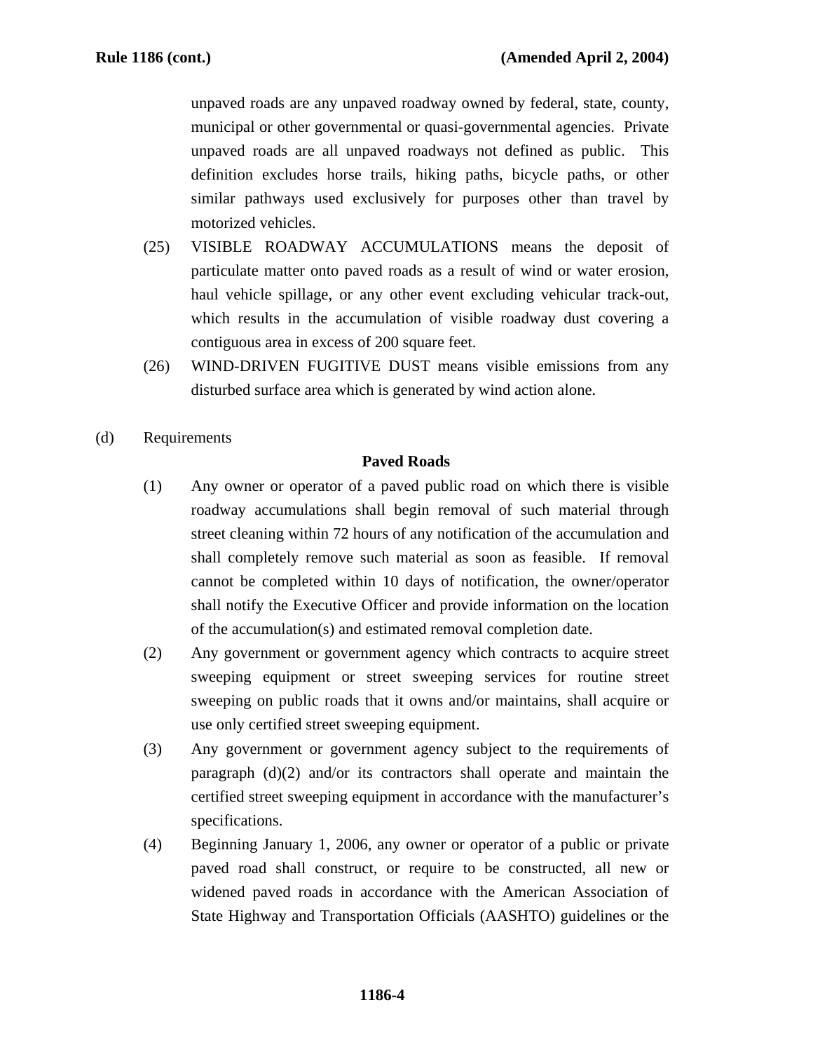unpaved roads are any unpaved roadway owned by federal, state, county, municipal or other governmental or quasi-governmental agencies. Private unpaved roads are all unpaved roadways not defined as public. This definition excludes horse trails, hiking paths, bicycle paths, or other similar pathways used exclusively for purposes other than travel by motorized vehicles.

(25) VISIBLE ROADWAY ACCUMULATIONS means the deposit of particulate matter onto paved roads as a result of wind or water erosion, haul vehicle spillage, or any other event excluding vehicular track-out, which results in the accumulation of visible roadway dust covering a contiguous area in excess of 200 square feet.

(26) WIND-DRIVEN FUGITIVE DUST means visible emissions from any disturbed surface area which is generated by wind action alone.

(d) Requirements

**Paved Roads**

(1) Any owner or operator of a paved public road on which there is visible roadway accumulations shall begin removal of such material through street cleaning within 72 hours of any notification of the accumulation and shall completely remove such material as soon as feasible. If removal cannot be completed within 10 days of notification, the owner/operator shall notify the Executive Officer and provide information on the location of the accumulation(s) and estimated removal completion date.

(2) Any government or government agency which contracts to acquire street sweeping equipment or street sweeping services for routine street sweeping on public roads that it owns and/or maintains, shall acquire or use only certified street sweeping equipment.

(3) Any government or government agency subject to the requirements of paragraph (d)(2) and/or its contractors shall operate and maintain the certified street sweeping equipment in accordance with the manufacturer's specifications.

(4) Beginning January 1, 2006, any owner or operator of a public or private paved road shall construct, or require to be constructed, all new or widened paved roads in accordance with the American Association of State Highway and Transportation Officials (AASHTO) guidelines or the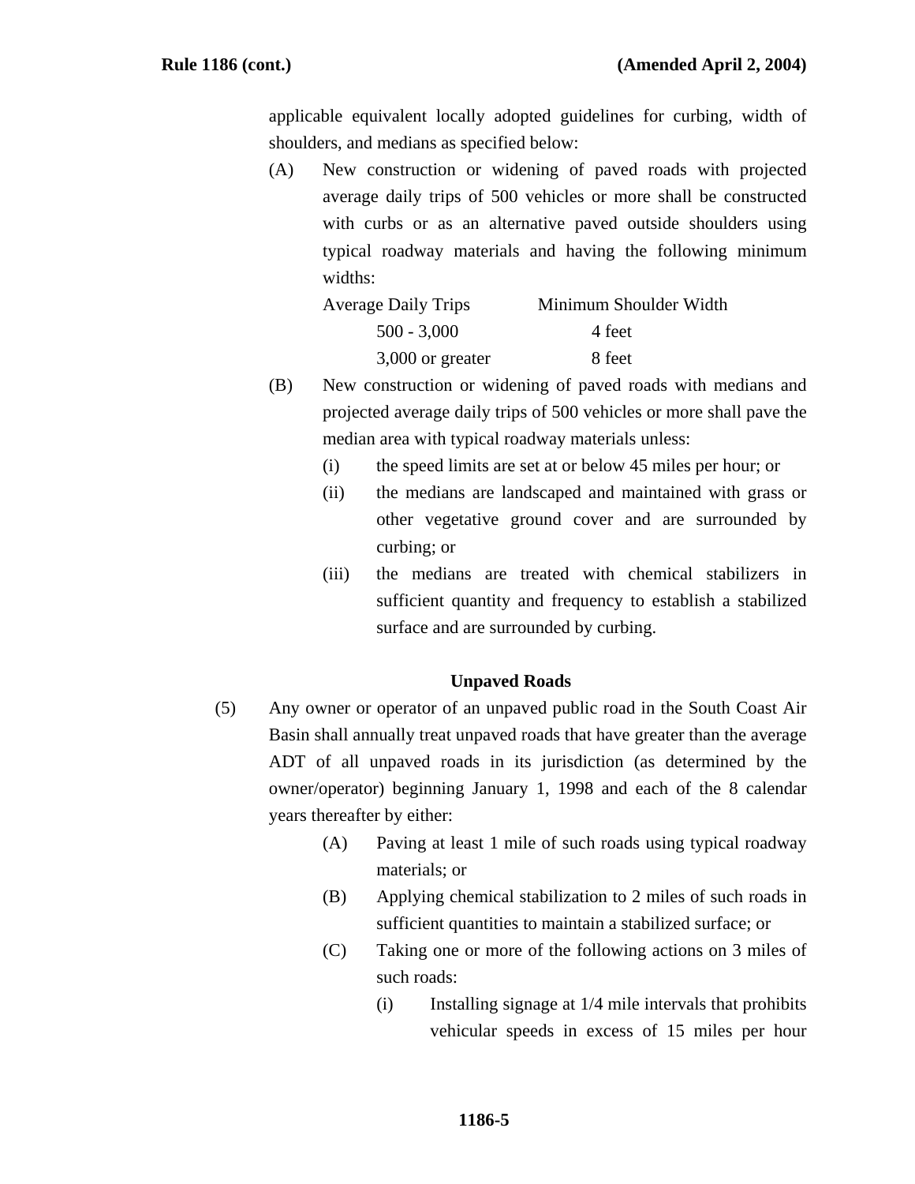applicable equivalent locally adopted guidelines for curbing, width of shoulders, and medians as specified below:

(A) New construction or widening of paved roads with projected average daily trips of 500 vehicles or more shall be constructed with curbs or as an alternative paved outside shoulders using typical roadway materials and having the following minimum widths:

| Average Daily Trips | Minimum Shoulder Width |
| --- | --- |
| 500 - 3,000 | 4 feet |
| 3,000 or greater | 8 feet |

(B) New construction or widening of paved roads with medians and projected average daily trips of 500 vehicles or more shall pave the median area with typical roadway materials unless:

(i) the speed limits are set at or below 45 miles per hour; or

(ii) the medians are landscaped and maintained with grass or other vegetative ground cover and are surrounded by curbing; or

(iii) the medians are treated with chemical stabilizers in sufficient quantity and frequency to establish a stabilized surface and are surrounded by curbing.

**Unpaved Roads**

(5) Any owner or operator of an unpaved public road in the South Coast Air Basin shall annually treat unpaved roads that have greater than the average ADT of all unpaved roads in its jurisdiction (as determined by the owner/operator) beginning January 1, 1998 and each of the 8 calendar years thereafter by either:

(A) Paving at least 1 mile of such roads using typical roadway materials; or

(B) Applying chemical stabilization to 2 miles of such roads in sufficient quantities to maintain a stabilized surface; or

(C) Taking one or more of the following actions on 3 miles of such roads:

(i) Installing signage at 1/4 mile intervals that prohibits vehicular speeds in excess of 15 miles per hour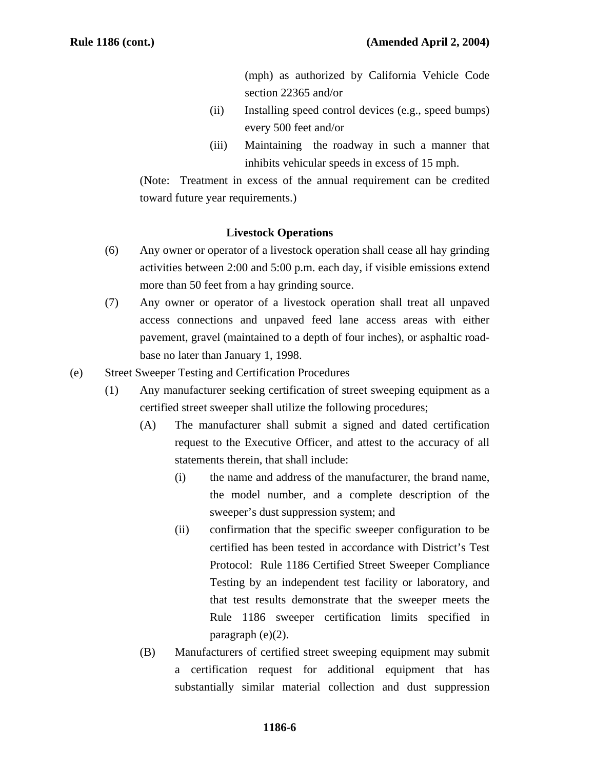(mph) as authorized by California Vehicle Code section 22365 and/or

(ii) Installing speed control devices (e.g., speed bumps) every 500 feet and/or

(iii) Maintaining the roadway in such a manner that inhibits vehicular speeds in excess of 15 mph.

(Note: Treatment in excess of the annual requirement can be credited toward future year requirements.)

**Livestock Operations**

(6) Any owner or operator of a livestock operation shall cease all hay grinding activities between 2:00 and 5:00 p.m. each day, if visible emissions extend more than 50 feet from a hay grinding source.

(7) Any owner or operator of a livestock operation shall treat all unpaved access connections and unpaved feed lane access areas with either pavement, gravel (maintained to a depth of four inches), or asphaltic road-base no later than January 1, 1998.

(e) Street Sweeper Testing and Certification Procedures

(1) Any manufacturer seeking certification of street sweeping equipment as a certified street sweeper shall utilize the following procedures;

(A) The manufacturer shall submit a signed and dated certification request to the Executive Officer, and attest to the accuracy of all statements therein, that shall include:

(i) the name and address of the manufacturer, the brand name, the model number, and a complete description of the sweeper's dust suppression system; and

(ii) confirmation that the specific sweeper configuration to be certified has been tested in accordance with District's Test Protocol: Rule 1186 Certified Street Sweeper Compliance Testing by an independent test facility or laboratory, and that test results demonstrate that the sweeper meets the Rule 1186 sweeper certification limits specified in paragraph (e)(2).

(B) Manufacturers of certified street sweeping equipment may submit a certification request for additional equipment that has substantially similar material collection and dust suppression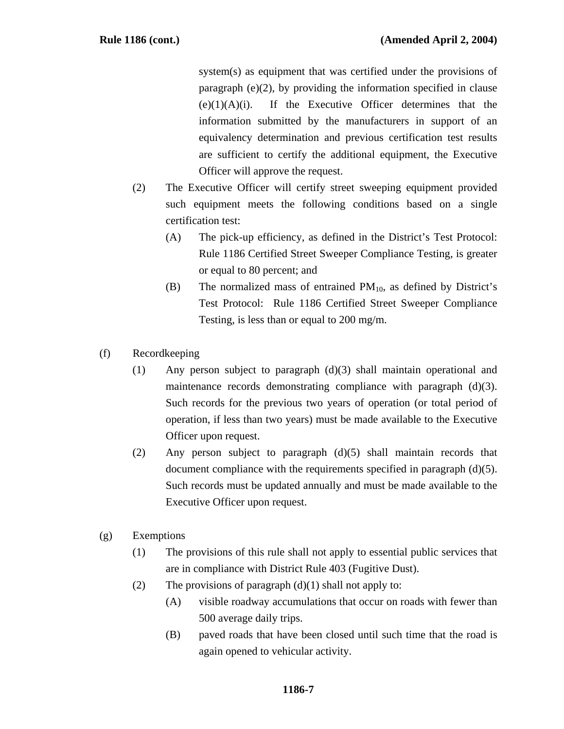system(s) as equipment that was certified under the provisions of paragraph (e)(2), by providing the information specified in clause (e)(1)(A)(i). If the Executive Officer determines that the information submitted by the manufacturers in support of an equivalency determination and previous certification test results are sufficient to certify the additional equipment, the Executive Officer will approve the request.

(2) The Executive Officer will certify street sweeping equipment provided such equipment meets the following conditions based on a single certification test:

(A) The pick-up efficiency, as defined in the District's Test Protocol: Rule 1186 Certified Street Sweeper Compliance Testing, is greater or equal to 80 percent; and

(B) The normalized mass of entrained $PM_{10}$, as defined by District's Test Protocol: Rule 1186 Certified Street Sweeper Compliance Testing, is less than or equal to 200 mg/m.

(f) Recordkeeping

(1) Any person subject to paragraph (d)(3) shall maintain operational and maintenance records demonstrating compliance with paragraph (d)(3). Such records for the previous two years of operation (or total period of operation, if less than two years) must be made available to the Executive Officer upon request.

(2) Any person subject to paragraph (d)(5) shall maintain records that document compliance with the requirements specified in paragraph (d)(5). Such records must be updated annually and must be made available to the Executive Officer upon request.

(g) Exemptions

(1) The provisions of this rule shall not apply to essential public services that are in compliance with District Rule 403 (Fugitive Dust).

(2) The provisions of paragraph (d)(1) shall not apply to:

(A) visible roadway accumulations that occur on roads with fewer than 500 average daily trips.

(B) paved roads that have been closed until such time that the road is again opened to vehicular activity.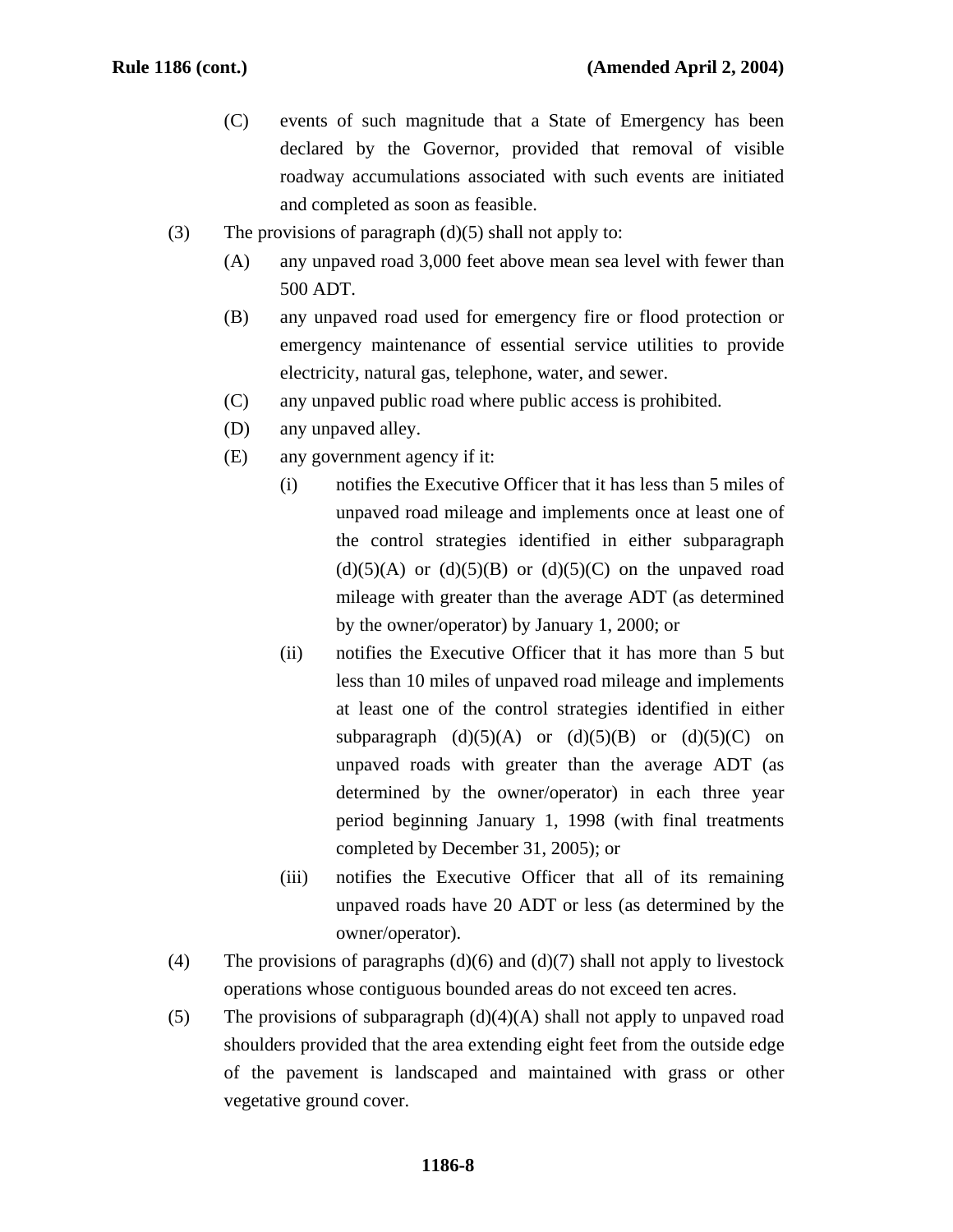(C) events of such magnitude that a State of Emergency has been declared by the Governor, provided that removal of visible roadway accumulations associated with such events are initiated and completed as soon as feasible.

(3) The provisions of paragraph (d)(5) shall not apply to:

(A) any unpaved road 3,000 feet above mean sea level with fewer than 500 ADT.

(B) any unpaved road used for emergency fire or flood protection or emergency maintenance of essential service utilities to provide electricity, natural gas, telephone, water, and sewer.

(C) any unpaved public road where public access is prohibited.

(D) any unpaved alley.

(E) any government agency if it:

(i) notifies the Executive Officer that it has less than 5 miles of unpaved road mileage and implements once at least one of the control strategies identified in either subparagraph (d)(5)(A) or (d)(5)(B) or (d)(5)(C) on the unpaved road mileage with greater than the average ADT (as determined by the owner/operator) by January 1, 2000; or

(ii) notifies the Executive Officer that it has more than 5 but less than 10 miles of unpaved road mileage and implements at least one of the control strategies identified in either subparagraph (d)(5)(A) or (d)(5)(B) or (d)(5)(C) on unpaved roads with greater than the average ADT (as determined by the owner/operator) in each three year period beginning January 1, 1998 (with final treatments completed by December 31, 2005); or

(iii) notifies the Executive Officer that all of its remaining unpaved roads have 20 ADT or less (as determined by the owner/operator).

(4) The provisions of paragraphs (d)(6) and (d)(7) shall not apply to livestock operations whose contiguous bounded areas do not exceed ten acres.

(5) The provisions of subparagraph (d)(4)(A) shall not apply to unpaved road shoulders provided that the area extending eight feet from the outside edge of the pavement is landscaped and maintained with grass or other vegetative ground cover.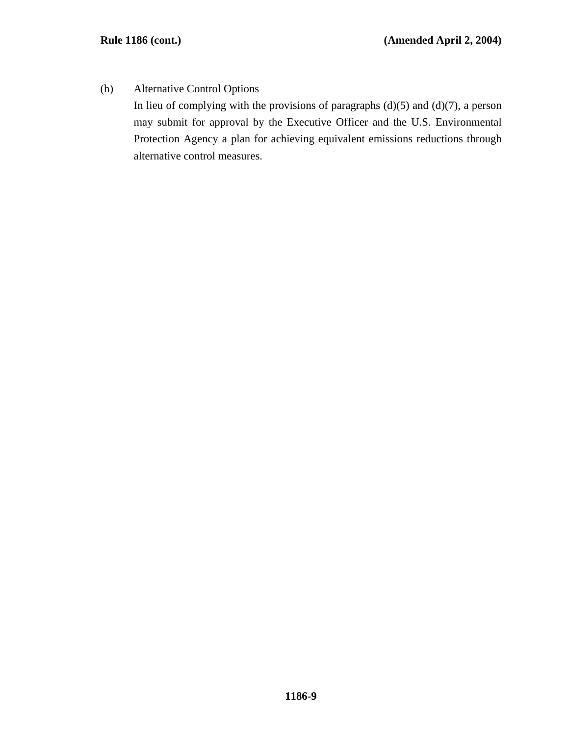(h) Alternative Control Options

In lieu of complying with the provisions of paragraphs (d)(5) and (d)(7), a person may submit for approval by the Executive Officer and the U.S. Environmental Protection Agency a plan for achieving equivalent emissions reductions through alternative control measures.